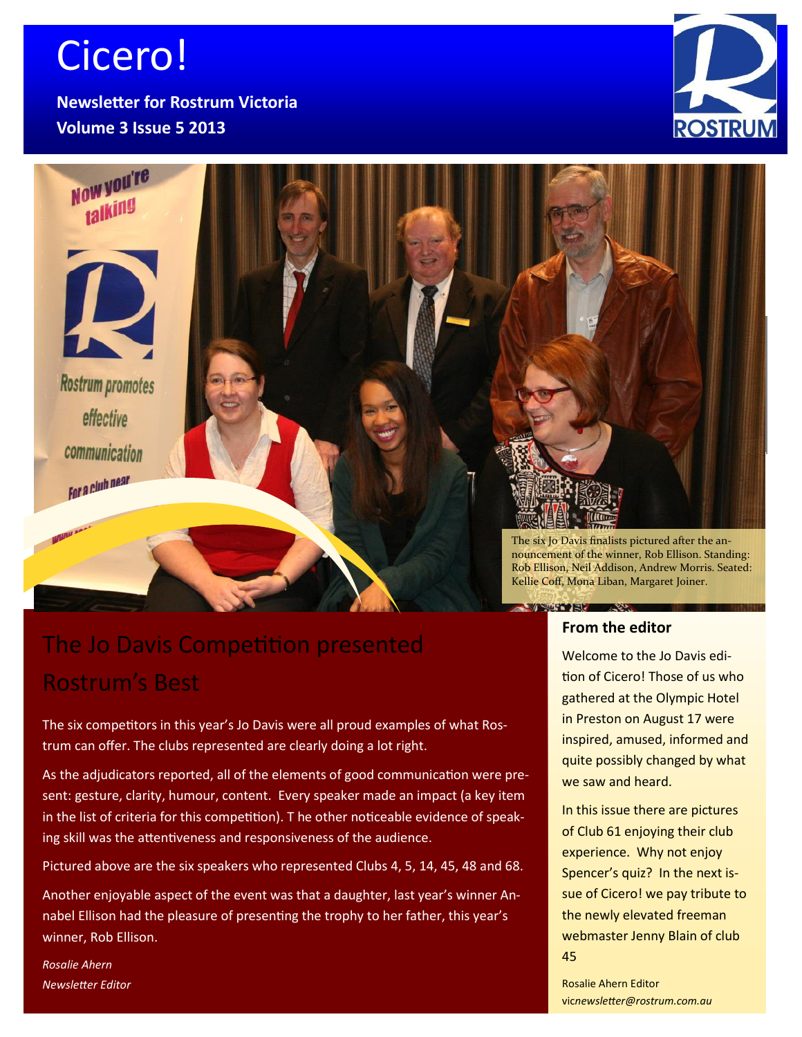# Cicero!

**Newsletter for Rostrum Victoria**
**Volume 3 Issue 5 2013**

The six Jo Davis finalists pictured after the announcement of the winner, Rob Ellison. Standing: Rob Ellison, Neil Addison, Andrew Morris. Seated: Kellie Coff, Mona Liban, Margaret Joiner.

## The Jo Davis Competition presented Rostrum's Best

The six competitors in this year's Jo Davis were all proud examples of what Rostrum can offer. The clubs represented are clearly doing a lot right.

As the adjudicators reported, all of the elements of good communication were present: gesture, clarity, humour, content. Every speaker made an impact (a key item in the list of criteria for this competition). T he other noticeable evidence of speaking skill was the attentiveness and responsiveness of the audience.

Pictured above are the six speakers who represented Clubs 4, 5, 14, 45, 48 and 68.

Another enjoyable aspect of the event was that a daughter, last year's winner Annabel Ellison had the pleasure of presenting the trophy to her father, this year's winner, Rob Ellison.

*Rosalie Ahern*
*Newsletter Editor*

### From the editor

Welcome to the Jo Davis edition of Cicero! Those of us who gathered at the Olympic Hotel in Preston on August 17 were inspired, amused, informed and quite possibly changed by what we saw and heard.

In this issue there are pictures of Club 61 enjoying their club experience. Why not enjoy Spencer's quiz? In the next issue of Cicero! we pay tribute to the newly elevated freeman webmaster Jenny Blain of club 45

Rosalie Ahern Editor
vic*newsletter@rostrum.com.au*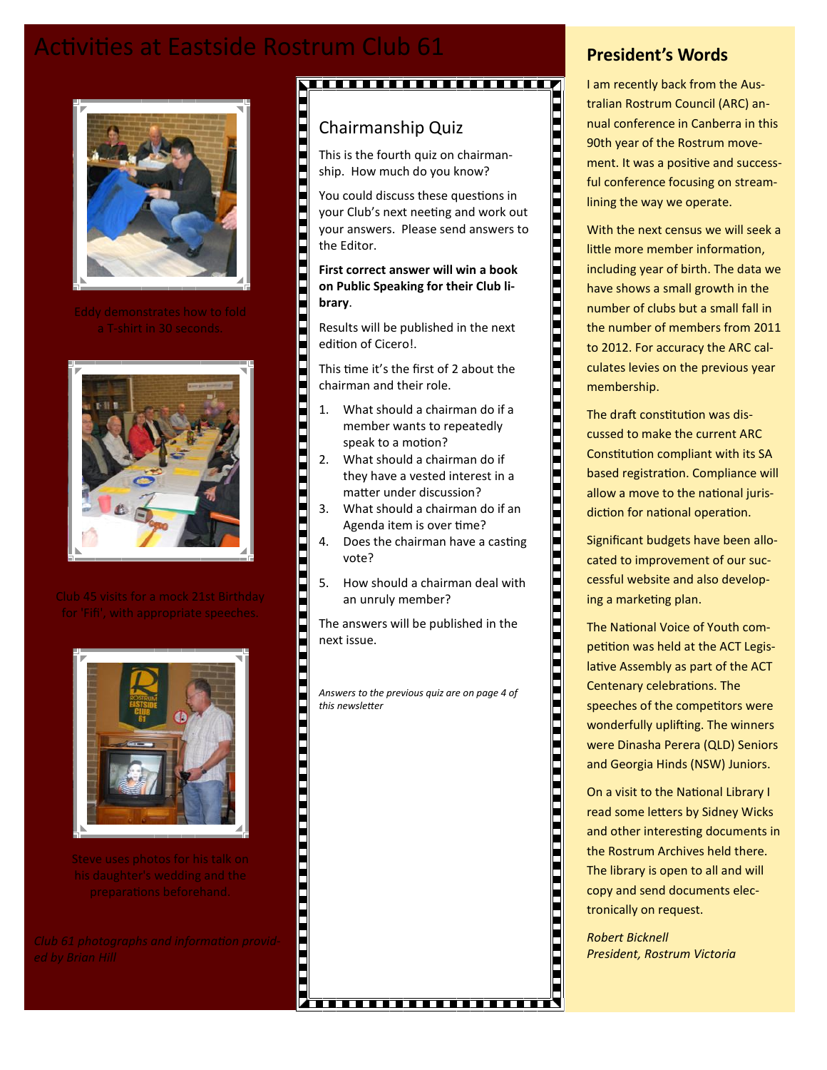# Activities at Eastside Rostrum Club 61

Eddy demonstrates how to fold a T-shirt in 30 seconds.

Club 45 visits for a mock 21st Birthday for 'Fifi', with appropriate speeches.

Steve uses photos for his talk on his daughter's wedding and the preparations beforehand.

*Club 61 photographs and information provided by Brian Hill*

## Chairmanship Quiz

This is the fourth quiz on chairmanship. How much do you know?

You could discuss these questions in your Club's next neeting and work out your answers. Please send answers to the Editor.

**First correct answer will win a book on Public Speaking for their Club library**.

Results will be published in the next edition of Cicero!.

This time it's the first of 2 about the chairman and their role.

1. What should a chairman do if a member wants to repeatedly speak to a motion?
2. What should a chairman do if they have a vested interest in a matter under discussion?
3. What should a chairman do if an Agenda item is over time?
4. Does the chairman have a casting vote?
5. How should a chairman deal with an unruly member?

The answers will be published in the next issue.

*Answers to the previous quiz are on page 4 of this newsletter*

## President's Words

I am recently back from the Australian Rostrum Council (ARC) annual conference in Canberra in this 90th year of the Rostrum movement. It was a positive and successful conference focusing on streamlining the way we operate.

With the next census we will seek a little more member information, including year of birth. The data we have shows a small growth in the number of clubs but a small fall in the number of members from 2011 to 2012. For accuracy the ARC calculates levies on the previous year membership.

The draft constitution was discussed to make the current ARC Constitution compliant with its SA based registration. Compliance will allow a move to the national jurisdiction for national operation.

Significant budgets have been allocated to improvement of our successful website and also developing a marketing plan.

The National Voice of Youth competition was held at the ACT Legislative Assembly as part of the ACT Centenary celebrations. The speeches of the competitors were wonderfully uplifting. The winners were Dinasha Perera (QLD) Seniors and Georgia Hinds (NSW) Juniors.

On a visit to the National Library I read some letters by Sidney Wicks and other interesting documents in the Rostrum Archives held there. The library is open to all and will copy and send documents electronically on request.

*Robert Bicknell*
*President, Rostrum Victoria*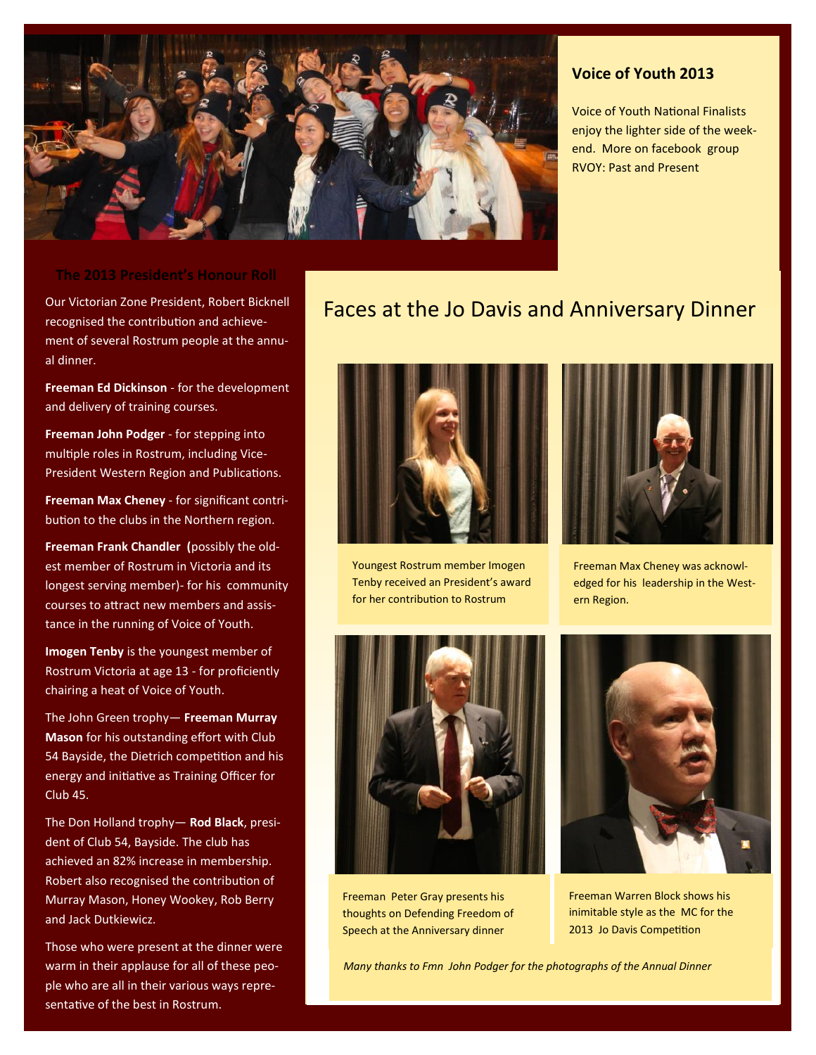## Voice of Youth 2013

Voice of Youth National Finalists enjoy the lighter side of the weekend. More on facebook group RVOY: Past and Present

## The 2013 President's Honour Roll

Our Victorian Zone President, Robert Bicknell recognised the contribution and achievement of several Rostrum people at the annual dinner.

**Freeman Ed Dickinson** - for the development and delivery of training courses.

**Freeman John Podger** - for stepping into multiple roles in Rostrum, including Vice-President Western Region and Publications.

**Freeman Max Cheney** - for significant contribution to the clubs in the Northern region.

**Freeman Frank Chandler (**possibly the oldest member of Rostrum in Victoria and its longest serving member)- for his community courses to attract new members and assistance in the running of Voice of Youth.

**Imogen Tenby** is the youngest member of Rostrum Victoria at age 13 - for proficiently chairing a heat of Voice of Youth.

The John Green trophy— **Freeman Murray Mason** for his outstanding effort with Club 54 Bayside, the Dietrich competition and his energy and initiative as Training Officer for Club 45.

The Don Holland trophy— **Rod Black**, president of Club 54, Bayside. The club has achieved an 82% increase in membership. Robert also recognised the contribution of Murray Mason, Honey Wookey, Rob Berry and Jack Dutkiewicz.

Those who were present at the dinner were warm in their applause for all of these people who are all in their various ways representative of the best in Rostrum.

# Faces at the Jo Davis and Anniversary Dinner

Youngest Rostrum member Imogen Tenby received an President's award for her contribution to Rostrum

Freeman Max Cheney was acknowledged for his leadership in the Western Region.

Freeman Peter Gray presents his thoughts on Defending Freedom of Speech at the Anniversary dinner

Freeman Warren Block shows his inimitable style as the MC for the 2013 Jo Davis Competition

*Many thanks to Fmn John Podger for the photographs of the Annual Dinner*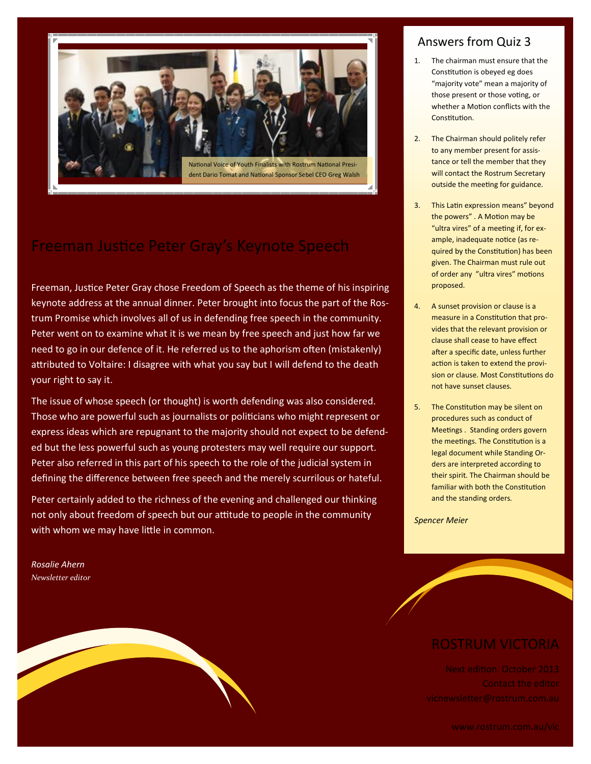National Voice of Youth Finalists with Rostrum National President Dario Tomat and National Sponsor Sebel CEO Greg Walsh

## Freeman Justice Peter Gray's Keynote Speech

Freeman, Justice Peter Gray chose Freedom of Speech as the theme of his inspiring keynote address at the annual dinner. Peter brought into focus the part of the Rostrum Promise which involves all of us in defending free speech in the community. Peter went on to examine what it is we mean by free speech and just how far we need to go in our defence of it. He referred us to the aphorism often (mistakenly) attributed to Voltaire: I disagree with what you say but I will defend to the death your right to say it.

The issue of whose speech (or thought) is worth defending was also considered. Those who are powerful such as journalists or politicians who might represent or express ideas which are repugnant to the majority should not expect to be defended but the less powerful such as young protesters may well require our support. Peter also referred in this part of his speech to the role of the judicial system in defining the difference between free speech and the merely scurrilous or hateful.

Peter certainly added to the richness of the evening and challenged our thinking not only about freedom of speech but our attitude to people in the community with whom we may have little in common.

*Rosalie Ahern*
*Newsletter editor*

## Answers from Quiz 3

1. The chairman must ensure that the Constitution is obeyed eg does "majority vote" mean a majority of those present or those voting, or whether a Motion conflicts with the Constitution.

2. The Chairman should politely refer to any member present for assistance or tell the member that they will contact the Rostrum Secretary outside the meeting for guidance.

3. This Latin expression means" beyond the powers" . A Motion may be "ultra vires" of a meeting if, for example, inadequate notice (as required by the Constitution) has been given. The Chairman must rule out of order any "ultra vires" motions proposed.

4. A sunset provision or clause is a measure in a Constitution that provides that the relevant provision or clause shall cease to have effect after a specific date, unless further action is taken to extend the provision or clause. Most Constitutions do not have sunset clauses.

5. The Constitution may be silent on procedures such as conduct of Meetings . Standing orders govern the meetings. The Constitution is a legal document while Standing Orders are interpreted according to their spirit. The Chairman should be familiar with both the Constitution and the standing orders.

*Spencer Meier*

## ROSTRUM VICTORIA

Next edition October 2013
Contact the editor
vicnewsletter@rostrum.com.au

www.rostrum.com.au/vic